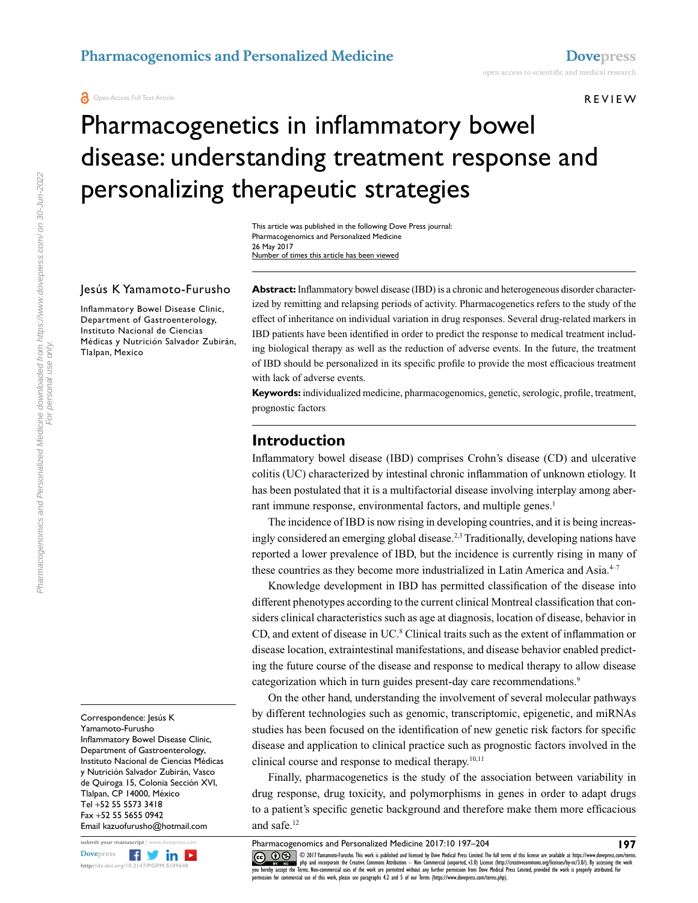REVIEW

# Pharmacogenetics in inflammatory bowel disease: understanding treatment response and personalizing therapeutic strategies

This article was published in the following Dove Press journal:
Pharmacogenomics and Personalized Medicine
26 May 2017
Number of times this article has been viewed

Jesús K Yamamoto-Furusho

Inflammatory Bowel Disease Clinic, Department of Gastroenterology, Instituto Nacional de Ciencias Médicas y Nutrición Salvador Zubirán, Tlalpan, Mexico

**Abstract:** Inflammatory bowel disease (IBD) is a chronic and heterogeneous disorder characterized by remitting and relapsing periods of activity. Pharmacogenetics refers to the study of the effect of inheritance on individual variation in drug responses. Several drug-related markers in IBD patients have been identified in order to predict the response to medical treatment including biological therapy as well as the reduction of adverse events. In the future, the treatment of IBD should be personalized in its specific profile to provide the most efficacious treatment with lack of adverse events.

**Keywords:** individualized medicine, pharmacogenomics, genetic, serologic, profile, treatment, prognostic factors

## Introduction

Inflammatory bowel disease (IBD) comprises Crohn's disease (CD) and ulcerative colitis (UC) characterized by intestinal chronic inflammation of unknown etiology. It has been postulated that it is a multifactorial disease involving interplay among aberrant immune response, environmental factors, and multiple genes.[1]

The incidence of IBD is now rising in developing countries, and it is being increasingly considered an emerging global disease.[2,3] Traditionally, developing nations have reported a lower prevalence of IBD, but the incidence is currently rising in many of these countries as they become more industrialized in Latin America and Asia.[4–7]

Knowledge development in IBD has permitted classification of the disease into different phenotypes according to the current clinical Montreal classification that considers clinical characteristics such as age at diagnosis, location of disease, behavior in CD, and extent of disease in UC.[8] Clinical traits such as the extent of inflammation or disease location, extraintestinal manifestations, and disease behavior enabled predicting the future course of the disease and response to medical therapy to allow disease categorization which in turn guides present-day care recommendations.[9]

On the other hand, understanding the involvement of several molecular pathways by different technologies such as genomic, transcriptomic, epigenetic, and miRNAs studies has been focused on the identification of new genetic risk factors for specific disease and application to clinical practice such as prognostic factors involved in the clinical course and response to medical therapy.[10,11]

Finally, pharmacogenetics is the study of the association between variability in drug response, drug toxicity, and polymorphisms in genes in order to adapt drugs to a patient's specific genetic background and therefore make them more efficacious and safe.[12]

Correspondence: Jesús K Yamamoto-Furusho
Inflammatory Bowel Disease Clinic, Department of Gastroenterology, Instituto Nacional de Ciencias Médicas y Nutrición Salvador Zubirán, Vasco de Quiroga 15, Colonia Sección XVI, Tlalpan, CP 14000, México
Tel +52 55 5573 3418
Fax +52 55 5655 0942
Email kazuofurusho@hotmail.com

© 2017 Yamamoto-Furusho. This work is published and licensed by Dove Medical Press Limited. The full terms of this license are available at https://www.dovepress.com/terms.php and incorporate the Creative Commons Attribution – Non Commercial (unported, v3.0) License (http://creativecommons.org/licenses/by-nc/3.0/). By accessing the work you hereby accept the Terms. Non-commercial uses of the work are permitted without any further permission from Dove Medical Press Limited, provided the work is properly attributed. For permission for commercial use of this work, please see paragraphs 4.2 and 5 of our Terms (https://www.dovepress.com/terms.php).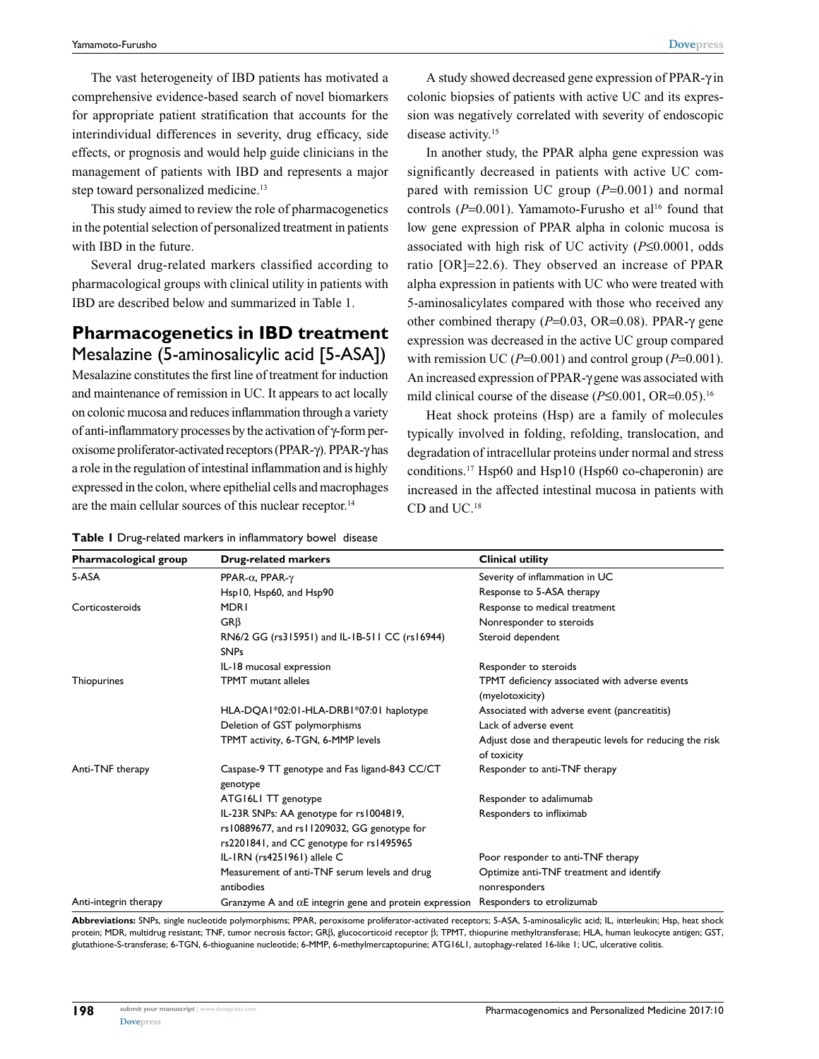The vast heterogeneity of IBD patients has motivated a comprehensive evidence-based search of novel biomarkers for appropriate patient stratification that accounts for the interindividual differences in severity, drug efficacy, side effects, or prognosis and would help guide clinicians in the management of patients with IBD and represents a major step toward personalized medicine.[13]

This study aimed to review the role of pharmacogenetics in the potential selection of personalized treatment in patients with IBD in the future.

Several drug-related markers classified according to pharmacological groups with clinical utility in patients with IBD are described below and summarized in Table 1.

## Pharmacogenetics in IBD treatment

### Mesalazine (5-aminosalicylic acid [5-ASA])

Mesalazine constitutes the first line of treatment for induction and maintenance of remission in UC. It appears to act locally on colonic mucosa and reduces inflammation through a variety of anti-inflammatory processes by the activation of γ-form peroxisome proliferator-activated receptors (PPAR-γ). PPAR-γ has a role in the regulation of intestinal inflammation and is highly expressed in the colon, where epithelial cells and macrophages are the main cellular sources of this nuclear receptor.[14]

A study showed decreased gene expression of PPAR-γ in colonic biopsies of patients with active UC and its expression was negatively correlated with severity of endoscopic disease activity.[15]

In another study, the PPAR alpha gene expression was significantly decreased in patients with active UC compared with remission UC group ($P$=0.001) and normal controls ($P$=0.001). Yamamoto-Furusho et al[16] found that low gene expression of PPAR alpha in colonic mucosa is associated with high risk of UC activity ($P$≤0.0001, odds ratio [OR]=22.6). They observed an increase of PPAR alpha expression in patients with UC who were treated with 5-aminosalicylates compared with those who received any other combined therapy ($P$=0.03, OR=0.08). PPAR-γ gene expression was decreased in the active UC group compared with remission UC ($P$=0.001) and control group ($P$=0.001). An increased expression of PPAR-γ gene was associated with mild clinical course of the disease ($P$≤0.001, OR=0.05).[16]

Heat shock proteins (Hsp) are a family of molecules typically involved in folding, refolding, translocation, and degradation of intracellular proteins under normal and stress conditions.[17] Hsp60 and Hsp10 (Hsp60 co-chaperonin) are increased in the affected intestinal mucosa in patients with CD and UC.[18]

**Table 1** Drug-related markers in inflammatory bowel disease

| Pharmacological group | Drug-related markers | Clinical utility |
|---|---|---|
| 5-ASA | PPAR-α, PPAR-γ | Severity of inflammation in UC |
| | Hsp10, Hsp60, and Hsp90 | Response to 5-ASA therapy |
| Corticosteroids | MDR1 | Response to medical treatment |
| | GRβ | Nonresponder to steroids |
| | RN6/2 GG (rs315951) and IL-1B-511 CC (rs16944) SNPs | Steroid dependent |
| | IL-18 mucosal expression | Responder to steroids |
| Thiopurines | TPMT mutant alleles | TPMT deficiency associated with adverse events (myelotoxicity) |
| | HLA-DQA1*02:01-HLA-DRB1*07:01 haplotype | Associated with adverse event (pancreatitis) |
| | Deletion of GST polymorphisms | Lack of adverse event |
| | TPMT activity, 6-TGN, 6-MMP levels | Adjust dose and therapeutic levels for reducing the risk of toxicity |
| Anti-TNF therapy | Caspase-9 TT genotype and Fas ligand-843 CC/CT genotype | Responder to anti-TNF therapy |
| | ATG16L1 TT genotype | Responder to adalimumab |
| | IL-23R SNPs: AA genotype for rs1004819, rs10889677, and rs11209032, GG genotype for rs2201841, and CC genotype for rs1495965 | Responders to infliximab |
| | IL-1RN (rs4251961) allele C | Poor responder to anti-TNF therapy |
| | Measurement of anti-TNF serum levels and drug antibodies | Optimize anti-TNF treatment and identify nonresponders |
| Anti-integrin therapy | Granzyme A and αE integrin gene and protein expression | Responders to etrolizumab |

**Abbreviations:** SNPs, single nucleotide polymorphisms; PPAR, peroxisome proliferator-activated receptors; 5-ASA, 5-aminosalicylic acid; IL, interleukin; Hsp, heat shock protein; MDR, multidrug resistant; TNF, tumor necrosis factor; GRβ, glucocorticoid receptor β; TPMT, thiopurine methyltransferase; HLA, human leukocyte antigen; GST, glutathione-S-transferase; 6-TGN, 6-thioguanine nucleotide; 6-MMP, 6-methylmercaptopurine; ATG16L1, autophagy-related 16-like 1; UC, ulcerative colitis.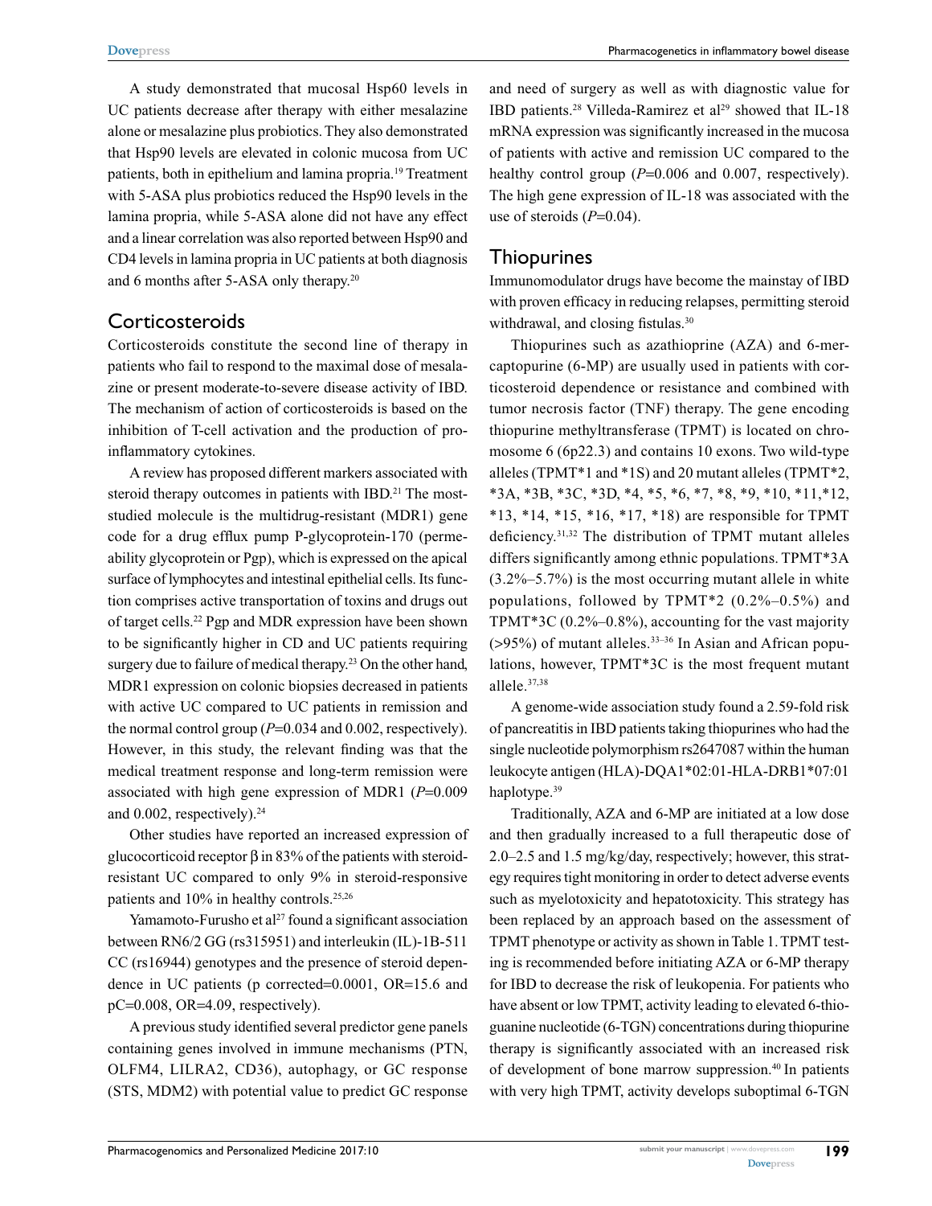A study demonstrated that mucosal Hsp60 levels in UC patients decrease after therapy with either mesalazine alone or mesalazine plus probiotics. They also demonstrated that Hsp90 levels are elevated in colonic mucosa from UC patients, both in epithelium and lamina propria.[19] Treatment with 5-ASA plus probiotics reduced the Hsp90 levels in the lamina propria, while 5-ASA alone did not have any effect and a linear correlation was also reported between Hsp90 and CD4 levels in lamina propria in UC patients at both diagnosis and 6 months after 5-ASA only therapy.[20]

## Corticosteroids

Corticosteroids constitute the second line of therapy in patients who fail to respond to the maximal dose of mesalazine or present moderate-to-severe disease activity of IBD. The mechanism of action of corticosteroids is based on the inhibition of T-cell activation and the production of proinflammatory cytokines.

A review has proposed different markers associated with steroid therapy outcomes in patients with IBD.[21] The most-studied molecule is the multidrug-resistant (MDR1) gene code for a drug efflux pump P-glycoprotein-170 (permeability glycoprotein or Pgp), which is expressed on the apical surface of lymphocytes and intestinal epithelial cells. Its function comprises active transportation of toxins and drugs out of target cells.[22] Pgp and MDR expression have been shown to be significantly higher in CD and UC patients requiring surgery due to failure of medical therapy.[23] On the other hand, MDR1 expression on colonic biopsies decreased in patients with active UC compared to UC patients in remission and the normal control group ($P$=0.034 and 0.002, respectively). However, in this study, the relevant finding was that the medical treatment response and long-term remission were associated with high gene expression of MDR1 ($P$=0.009 and 0.002, respectively).[24]

Other studies have reported an increased expression of glucocorticoid receptor β in 83% of the patients with steroid-resistant UC compared to only 9% in steroid-responsive patients and 10% in healthy controls.[25,26]

Yamamoto-Furusho et al[27] found a significant association between RN6/2 GG (rs315951) and interleukin (IL)-1B-511 CC (rs16944) genotypes and the presence of steroid dependence in UC patients (p corrected=0.0001, OR=15.6 and pC=0.008, OR=4.09, respectively).

A previous study identified several predictor gene panels containing genes involved in immune mechanisms (PTN, OLFM4, LILRA2, CD36), autophagy, or GC response (STS, MDM2) with potential value to predict GC response and need of surgery as well as with diagnostic value for IBD patients.[28] Villeda-Ramirez et al[29] showed that IL-18 mRNA expression was significantly increased in the mucosa of patients with active and remission UC compared to the healthy control group ($P$=0.006 and 0.007, respectively). The high gene expression of IL-18 was associated with the use of steroids ($P$=0.04).

## Thiopurines

Immunomodulator drugs have become the mainstay of IBD with proven efficacy in reducing relapses, permitting steroid withdrawal, and closing fistulas.[30]

Thiopurines such as azathioprine (AZA) and 6-mercaptopurine (6-MP) are usually used in patients with corticosteroid dependence or resistance and combined with tumor necrosis factor (TNF) therapy. The gene encoding thiopurine methyltransferase (TPMT) is located on chromosome 6 (6p22.3) and contains 10 exons. Two wild-type alleles (TPMT*1 and *1S) and 20 mutant alleles (TPMT*2, *3A, *3B, *3C, *3D, *4, *5, *6, *7, *8, *9, *10, *11,*12, *13, *14, *15, *16, *17, *18) are responsible for TPMT deficiency.[31,32] The distribution of TPMT mutant alleles differs significantly among ethnic populations. TPMT*3A (3.2%–5.7%) is the most occurring mutant allele in white populations, followed by TPMT*2 (0.2%–0.5%) and TPMT*3C (0.2%–0.8%), accounting for the vast majority (>95%) of mutant alleles.[33–36] In Asian and African populations, however, TPMT*3C is the most frequent mutant allele.[37,38]

A genome-wide association study found a 2.59-fold risk of pancreatitis in IBD patients taking thiopurines who had the single nucleotide polymorphism rs2647087 within the human leukocyte antigen (HLA)-DQA1*02:01-HLA-DRB1*07:01 haplotype.[39]

Traditionally, AZA and 6-MP are initiated at a low dose and then gradually increased to a full therapeutic dose of 2.0–2.5 and 1.5 mg/kg/day, respectively; however, this strategy requires tight monitoring in order to detect adverse events such as myelotoxicity and hepatotoxicity. This strategy has been replaced by an approach based on the assessment of TPMT phenotype or activity as shown in Table 1. TPMT testing is recommended before initiating AZA or 6-MP therapy for IBD to decrease the risk of leukopenia. For patients who have absent or low TPMT, activity leading to elevated 6-thioguanine nucleotide (6-TGN) concentrations during thiopurine therapy is significantly associated with an increased risk of development of bone marrow suppression.[40] In patients with very high TPMT, activity develops suboptimal 6-TGN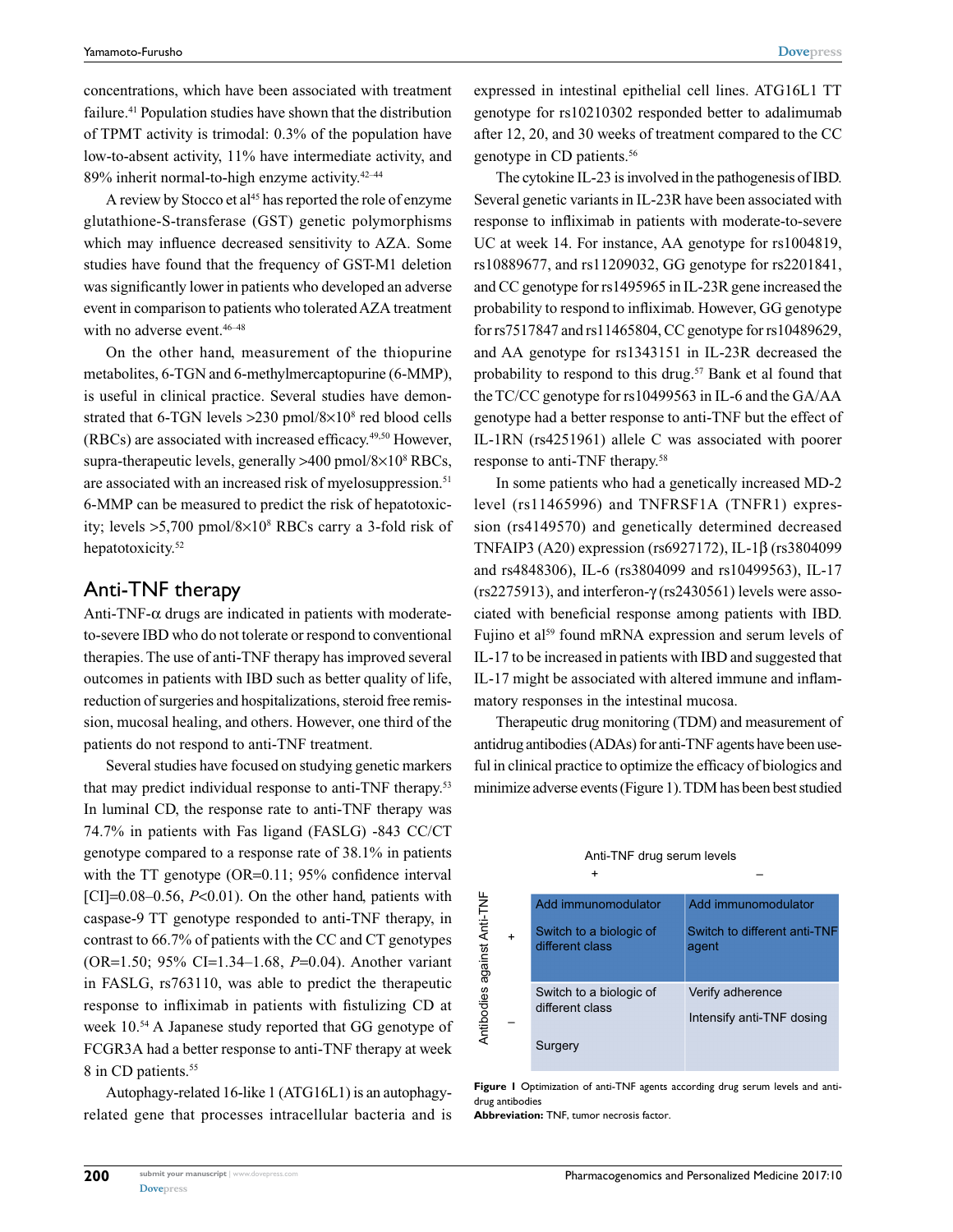concentrations, which have been associated with treatment failure.[41] Population studies have shown that the distribution of TPMT activity is trimodal: 0.3% of the population have low-to-absent activity, 11% have intermediate activity, and 89% inherit normal-to-high enzyme activity.[42–44]

A review by Stocco et al[45] has reported the role of enzyme glutathione-S-transferase (GST) genetic polymorphisms which may influence decreased sensitivity to AZA. Some studies have found that the frequency of GST-M1 deletion was significantly lower in patients who developed an adverse event in comparison to patients who tolerated AZA treatment with no adverse event.[46–48]

On the other hand, measurement of the thiopurine metabolites, 6-TGN and 6-methylmercaptopurine (6-MMP), is useful in clinical practice. Several studies have demonstrated that 6-TGN levels >230 pmol/8×10[8] red blood cells (RBCs) are associated with increased efficacy.[49,50] However, supra-therapeutic levels, generally >400 pmol/8×10[8] RBCs, are associated with an increased risk of myelosuppression.[51] 6-MMP can be measured to predict the risk of hepatotoxicity; levels >5,700 pmol/8×10[8] RBCs carry a 3-fold risk of hepatotoxicity.[52]

## Anti-TNF therapy

Anti-TNF-α drugs are indicated in patients with moderate-to-severe IBD who do not tolerate or respond to conventional therapies. The use of anti-TNF therapy has improved several outcomes in patients with IBD such as better quality of life, reduction of surgeries and hospitalizations, steroid free remission, mucosal healing, and others. However, one third of the patients do not respond to anti-TNF treatment.

Several studies have focused on studying genetic markers that may predict individual response to anti-TNF therapy.[53] In luminal CD, the response rate to anti-TNF therapy was 74.7% in patients with Fas ligand (FASLG) -843 CC/CT genotype compared to a response rate of 38.1% in patients with the TT genotype (OR=0.11; 95% confidence interval [CI]=0.08–0.56, *P*<0.01). On the other hand, patients with caspase-9 TT genotype responded to anti-TNF therapy, in contrast to 66.7% of patients with the CC and CT genotypes (OR=1.50; 95% CI=1.34–1.68, *P*=0.04). Another variant in FASLG, rs763110, was able to predict the therapeutic response to infliximab in patients with fistulizing CD at week 10.[54] A Japanese study reported that GG genotype of FCGR3A had a better response to anti-TNF therapy at week 8 in CD patients.[55]

Autophagy-related 16-like 1 (ATG16L1) is an autophagy-related gene that processes intracellular bacteria and is expressed in intestinal epithelial cell lines. ATG16L1 TT genotype for rs10210302 responded better to adalimumab after 12, 20, and 30 weeks of treatment compared to the CC genotype in CD patients.[56]

The cytokine IL-23 is involved in the pathogenesis of IBD. Several genetic variants in IL-23R have been associated with response to infliximab in patients with moderate-to-severe UC at week 14. For instance, AA genotype for rs1004819, rs10889677, and rs11209032, GG genotype for rs2201841, and CC genotype for rs1495965 in IL-23R gene increased the probability to respond to infliximab. However, GG genotype for rs7517847 and rs11465804, CC genotype for rs10489629, and AA genotype for rs1343151 in IL-23R decreased the probability to respond to this drug.[57] Bank et al found that the TC/CC genotype for rs10499563 in IL-6 and the GA/AA genotype had a better response to anti-TNF but the effect of IL-1RN (rs4251961) allele C was associated with poorer response to anti-TNF therapy.[58]

In some patients who had a genetically increased MD-2 level (rs11465996) and TNFRSF1A (TNFR1) expression (rs4149570) and genetically determined decreased TNFAIP3 (A20) expression (rs6927172), IL-1β (rs3804099 and rs4848306), IL-6 (rs3804099 and rs10499563), IL-17 (rs2275913), and interferon-γ (rs2430561) levels were associated with beneficial response among patients with IBD. Fujino et al[59] found mRNA expression and serum levels of IL-17 to be increased in patients with IBD and suggested that IL-17 might be associated with altered immune and inflammatory responses in the intestinal mucosa.

Therapeutic drug monitoring (TDM) and measurement of antidrug antibodies (ADAs) for anti-TNF agents have been useful in clinical practice to optimize the efficacy of biologics and minimize adverse events (Figure 1). TDM has been best studied

| Antibodies against Anti-TNF | Anti-TNF drug serum levels + | Anti-TNF drug serum levels – |
|---|---|---|
| + | Add immunomodulator; Switch to a biologic of different class | Add immunomodulator; Switch to different anti-TNF agent |
| – | Switch to a biologic of different class; Surgery | Verify adherence; Intensify anti-TNF dosing |

**Figure 1** Optimization of anti-TNF agents according drug serum levels and anti-drug antibodies

**Abbreviation:** TNF, tumor necrosis factor.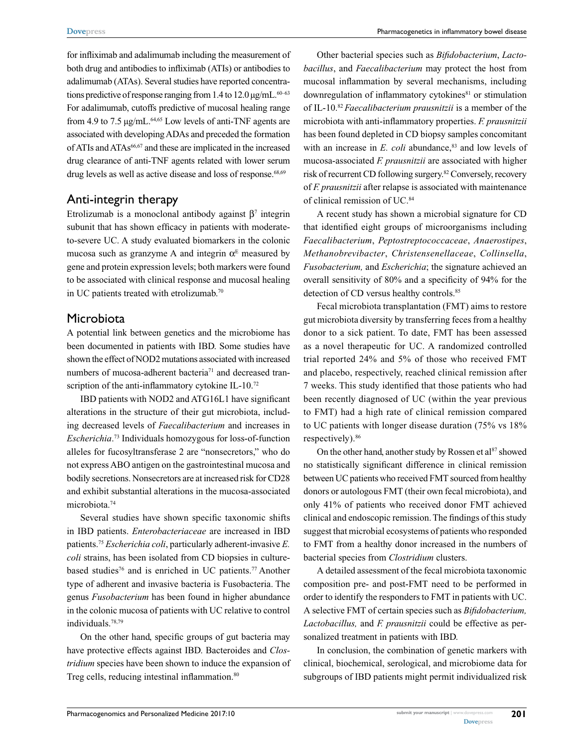for infliximab and adalimumab including the measurement of both drug and antibodies to infliximab (ATIs) or antibodies to adalimumab (ATAs). Several studies have reported concentrations predictive of response ranging from 1.4 to 12.0 μg/mL.[60–63] For adalimumab, cutoffs predictive of mucosal healing range from 4.9 to 7.5 μg/mL.[64,65] Low levels of anti-TNF agents are associated with developing ADAs and preceded the formation of ATIs and ATAs[66,67] and these are implicated in the increased drug clearance of anti-TNF agents related with lower serum drug levels as well as active disease and loss of response.[68,69]

## Anti-integrin therapy

Etrolizumab is a monoclonal antibody against $\beta^7$ integrin subunit that has shown efficacy in patients with moderate-to-severe UC. A study evaluated biomarkers in the colonic mucosa such as granzyme A and integrin $\alpha^E$ measured by gene and protein expression levels; both markers were found to be associated with clinical response and mucosal healing in UC patients treated with etrolizumab.[70]

## Microbiota

A potential link between genetics and the microbiome has been documented in patients with IBD. Some studies have shown the effect of NOD2 mutations associated with increased numbers of mucosa-adherent bacteria[71] and decreased transcription of the anti-inflammatory cytokine IL-10.[72]

IBD patients with NOD2 and ATG16L1 have significant alterations in the structure of their gut microbiota, including decreased levels of *Faecalibacterium* and increases in *Escherichia*.[73] Individuals homozygous for loss-of-function alleles for fucosyltransferase 2 are "nonsecretors," who do not express ABO antigen on the gastrointestinal mucosa and bodily secretions. Nonsecretors are at increased risk for CD28 and exhibit substantial alterations in the mucosa-associated microbiota.[74]

Several studies have shown specific taxonomic shifts in IBD patients. *Enterobacteriaceae* are increased in IBD patients.[75] *Escherichia coli*, particularly adherent-invasive *E. coli* strains, has been isolated from CD biopsies in culture-based studies[76] and is enriched in UC patients.[77] Another type of adherent and invasive bacteria is Fusobacteria. The genus *Fusobacterium* has been found in higher abundance in the colonic mucosa of patients with UC relative to control individuals.[78,79]

On the other hand, specific groups of gut bacteria may have protective effects against IBD. Bacteroides and *Clostridium* species have been shown to induce the expansion of Treg cells, reducing intestinal inflammation.[80]

Other bacterial species such as *Bifidobacterium*, *Lactobacillus*, and *Faecalibacterium* may protect the host from mucosal inflammation by several mechanisms, including downregulation of inflammatory cytokines[81] or stimulation of IL-10.[82] *Faecalibacterium prausnitzii* is a member of the microbiota with anti-inflammatory properties. *F. prausnitzii* has been found depleted in CD biopsy samples concomitant with an increase in *E. coli* abundance,[83] and low levels of mucosa-associated *F. prausnitzii* are associated with higher risk of recurrent CD following surgery.[82] Conversely, recovery of *F. prausnitzii* after relapse is associated with maintenance of clinical remission of UC.[84]

A recent study has shown a microbial signature for CD that identified eight groups of microorganisms including *Faecalibacterium*, *Peptostreptococcaceae*, *Anaerostipes*, *Methanobrevibacter*, *Christensenellaceae*, *Collinsella*, *Fusobacterium,* and *Escherichia*; the signature achieved an overall sensitivity of 80% and a specificity of 94% for the detection of CD versus healthy controls.[85]

Fecal microbiota transplantation (FMT) aims to restore gut microbiota diversity by transferring feces from a healthy donor to a sick patient. To date, FMT has been assessed as a novel therapeutic for UC. A randomized controlled trial reported 24% and 5% of those who received FMT and placebo, respectively, reached clinical remission after 7 weeks. This study identified that those patients who had been recently diagnosed of UC (within the year previous to FMT) had a high rate of clinical remission compared to UC patients with longer disease duration (75% vs 18% respectively).[86]

On the other hand, another study by Rossen et al[87] showed no statistically significant difference in clinical remission between UC patients who received FMT sourced from healthy donors or autologous FMT (their own fecal microbiota), and only 41% of patients who received donor FMT achieved clinical and endoscopic remission. The findings of this study suggest that microbial ecosystems of patients who responded to FMT from a healthy donor increased in the numbers of bacterial species from *Clostridium* clusters.

A detailed assessment of the fecal microbiota taxonomic composition pre- and post-FMT need to be performed in order to identify the responders to FMT in patients with UC. A selective FMT of certain species such as *Bifidobacterium, Lactobacillus,* and *F. prausnitzii* could be effective as personalized treatment in patients with IBD.

In conclusion, the combination of genetic markers with clinical, biochemical, serological, and microbiome data for subgroups of IBD patients might permit individualized risk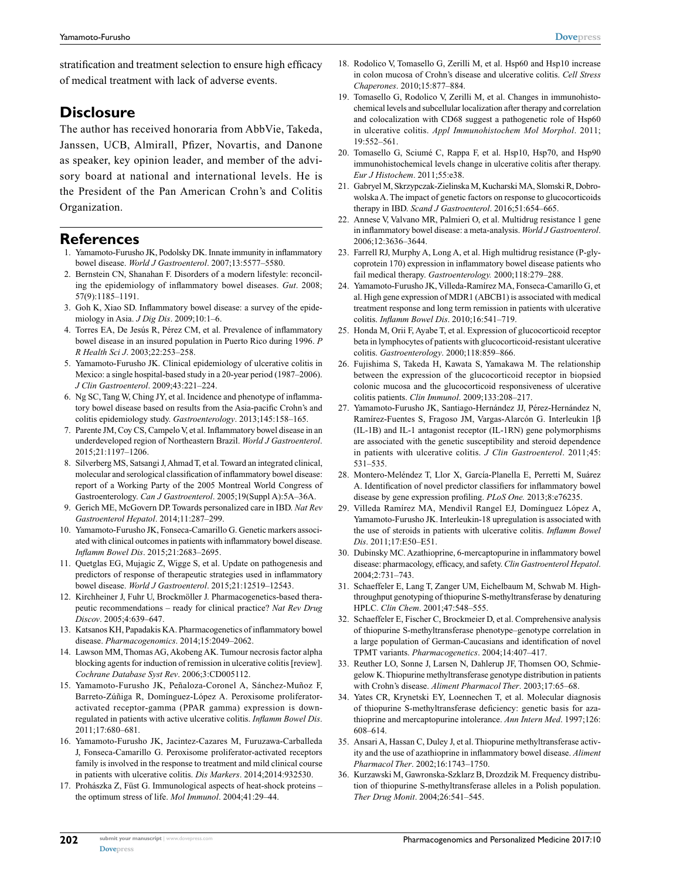stratification and treatment selection to ensure high efficacy of medical treatment with lack of adverse events.

## Disclosure

The author has received honoraria from AbbVie, Takeda, Janssen, UCB, Almirall, Pfizer, Novartis, and Danone as speaker, key opinion leader, and member of the advisory board at national and international levels. He is the President of the Pan American Crohn's and Colitis Organization.

## References

1. Yamamoto-Furusho JK, Podolsky DK. Innate immunity in inflammatory bowel disease. *World J Gastroenterol*. 2007;13:5577–5580.
2. Bernstein CN, Shanahan F. Disorders of a modern lifestyle: reconciling the epidemiology of inflammatory bowel diseases. *Gut*. 2008; 57(9):1185–1191.
3. Goh K, Xiao SD. Inflammatory bowel disease: a survey of the epidemiology in Asia. *J Dig Dis*. 2009;10:1–6.
4. Torres EA, De Jesús R, Pérez CM, et al. Prevalence of inflammatory bowel disease in an insured population in Puerto Rico during 1996. *P R Health Sci J*. 2003;22:253–258.
5. Yamamoto-Furusho JK. Clinical epidemiology of ulcerative colitis in Mexico: a single hospital-based study in a 20-year period (1987–2006). *J Clin Gastroenterol*. 2009;43:221–224.
6. Ng SC, Tang W, Ching JY, et al. Incidence and phenotype of inflammatory bowel disease based on results from the Asia-pacific Crohn's and colitis epidemiology study. *Gastroenterology*. 2013;145:158–165.
7. Parente JM, Coy CS, Campelo V, et al. Inflammatory bowel disease in an underdeveloped region of Northeastern Brazil. *World J Gastroenterol*. 2015;21:1197–1206.
8. Silverberg MS, Satsangi J, Ahmad T, et al. Toward an integrated clinical, molecular and serological classification of inflammatory bowel disease: report of a Working Party of the 2005 Montreal World Congress of Gastroenterology. *Can J Gastroenterol*. 2005;19(Suppl A):5A–36A.
9. Gerich ME, McGovern DP. Towards personalized care in IBD. *Nat Rev Gastroenterol Hepatol*. 2014;11:287–299.
10. Yamamoto-Furusho JK, Fonseca-Camarillo G. Genetic markers associated with clinical outcomes in patients with inflammatory bowel disease. *Inflamm Bowel Dis*. 2015;21:2683–2695.
11. Quetglas EG, Mujagic Z, Wigge S, et al. Update on pathogenesis and predictors of response of therapeutic strategies used in inflammatory bowel disease. *World J Gastroenterol*. 2015;21:12519–12543.
12. Kirchheiner J, Fuhr U, Brockmöller J. Pharmacogenetics-based therapeutic recommendations – ready for clinical practice? *Nat Rev Drug Discov*. 2005;4:639–647.
13. Katsanos KH, Papadakis KA. Pharmacogenetics of inflammatory bowel disease. *Pharmacogenomics*. 2014;15:2049–2062.
14. Lawson MM, Thomas AG, Akobeng AK. Tumour necrosis factor alpha blocking agents for induction of remission in ulcerative colitis [review]. *Cochrane Database Syst Rev*. 2006;3:CD005112.
15. Yamamoto-Furusho JK, Peñaloza-Coronel A, Sánchez-Muñoz F, Barreto-Zúñiga R, Domínguez-López A. Peroxisome proliferator-activated receptor-gamma (PPAR gamma) expression is downregulated in patients with active ulcerative colitis. *Inflamm Bowel Dis*. 2011;17:680–681.
16. Yamamoto-Furusho JK, Jacintez-Cazares M, Furuzawa-Carballeda J, Fonseca-Camarillo G. Peroxisome proliferator-activated receptors family is involved in the response to treatment and mild clinical course in patients with ulcerative colitis. *Dis Markers*. 2014;2014:932530.
17. Prohászka Z, Füst G. Immunological aspects of heat-shock proteins – the optimum stress of life. *Mol Immunol*. 2004;41:29–44.
18. Rodolico V, Tomasello G, Zerilli M, et al. Hsp60 and Hsp10 increase in colon mucosa of Crohn's disease and ulcerative colitis. *Cell Stress Chaperones*. 2010;15:877–884.
19. Tomasello G, Rodolico V, Zerilli M, et al. Changes in immunohistochemical levels and subcellular localization after therapy and correlation and colocalization with CD68 suggest a pathogenetic role of Hsp60 in ulcerative colitis. *Appl Immunohistochem Mol Morphol*. 2011; 19:552–561.
20. Tomasello G, Sciumé C, Rappa F, et al. Hsp10, Hsp70, and Hsp90 immunohistochemical levels change in ulcerative colitis after therapy. *Eur J Histochem*. 2011;55:e38.
21. Gabryel M, Skrzypczak-Zielinska M, Kucharski MA, Slomski R, Dobrowolska A. The impact of genetic factors on response to glucocorticoids therapy in IBD. *Scand J Gastroenterol*. 2016;51:654–665.
22. Annese V, Valvano MR, Palmieri O, et al. Multidrug resistance 1 gene in inflammatory bowel disease: a meta-analysis. *World J Gastroenterol*. 2006;12:3636–3644.
23. Farrell RJ, Murphy A, Long A, et al. High multidrug resistance (P-glycoprotein 170) expression in inflammatory bowel disease patients who fail medical therapy. *Gastroenterology.* 2000;118:279–288.
24. Yamamoto-Furusho JK, Villeda-Ramírez MA, Fonseca-Camarillo G, et al. High gene expression of MDR1 (ABCB1) is associated with medical treatment response and long term remission in patients with ulcerative colitis. *Inflamm Bowel Dis*. 2010;16:541–719.
25. Honda M, Orii F, Ayabe T, et al. Expression of glucocorticoid receptor beta in lymphocytes of patients with glucocorticoid-resistant ulcerative colitis. *Gastroenterology*. 2000;118:859–866.
26. Fujishima S, Takeda H, Kawata S, Yamakawa M. The relationship between the expression of the glucocorticoid receptor in biopsied colonic mucosa and the glucocorticoid responsiveness of ulcerative colitis patients. *Clin Immunol*. 2009;133:208–217.
27. Yamamoto-Furusho JK, Santiago-Hernández JJ, Pérez-Hernández N, Ramírez-Fuentes S, Fragoso JM, Vargas-Alarcón G. Interleukin 1β (IL-1B) and IL-1 antagonist receptor (IL-1RN) gene polymorphisms are associated with the genetic susceptibility and steroid dependence in patients with ulcerative colitis. *J Clin Gastroenterol*. 2011;45: 531–535.
28. Montero-Meléndez T, Llor X, García-Planella E, Perretti M, Suárez A. Identification of novel predictor classifiers for inflammatory bowel disease by gene expression profiling. *PLoS One.* 2013;8:e76235.
29. Villeda Ramírez MA, Mendivil Rangel EJ, Domínguez López A, Yamamoto-Furusho JK. Interleukin-18 upregulation is associated with the use of steroids in patients with ulcerative colitis. *Inflamm Bowel Dis*. 2011;17:E50–E51.
30. Dubinsky MC. Azathioprine, 6-mercaptopurine in inflammatory bowel disease: pharmacology, efficacy, and safety. *Clin Gastroenterol Hepatol*. 2004;2:731–743.
31. Schaeffeler E, Lang T, Zanger UM, Eichelbaum M, Schwab M. High-throughput genotyping of thiopurine S-methyltransferase by denaturing HPLC. *Clin Chem*. 2001;47:548–555.
32. Schaeffeler E, Fischer C, Brockmeier D, et al. Comprehensive analysis of thiopurine S-methyltransferase phenotype–genotype correlation in a large population of German-Caucasians and identification of novel TPMT variants. *Pharmacogenetics*. 2004;14:407–417.
33. Reuther LO, Sonne J, Larsen N, Dahlerup JF, Thomsen OO, Schmiegelow K. Thiopurine methyltransferase genotype distribution in patients with Crohn's disease. *Aliment Pharmacol Ther*. 2003;17:65–68.
34. Yates CR, Krynetski EY, Loennechen T, et al. Molecular diagnosis of thiopurine S-methyltransferase deficiency: genetic basis for azathiopurine and mercaptopurine intolerance. *Ann Intern Med*. 1997;126: 608–614.
35. Ansari A, Hassan C, Duley J, et al. Thiopurine methyltransferase activity and the use of azathioprine in inflammatory bowel disease. *Aliment Pharmacol Ther*. 2002;16:1743–1750.
36. Kurzawski M, Gawronska-Szklarz B, Drozdzik M. Frequency distribution of thiopurine S-methyltransferase alleles in a Polish population. *Ther Drug Monit*. 2004;26:541–545.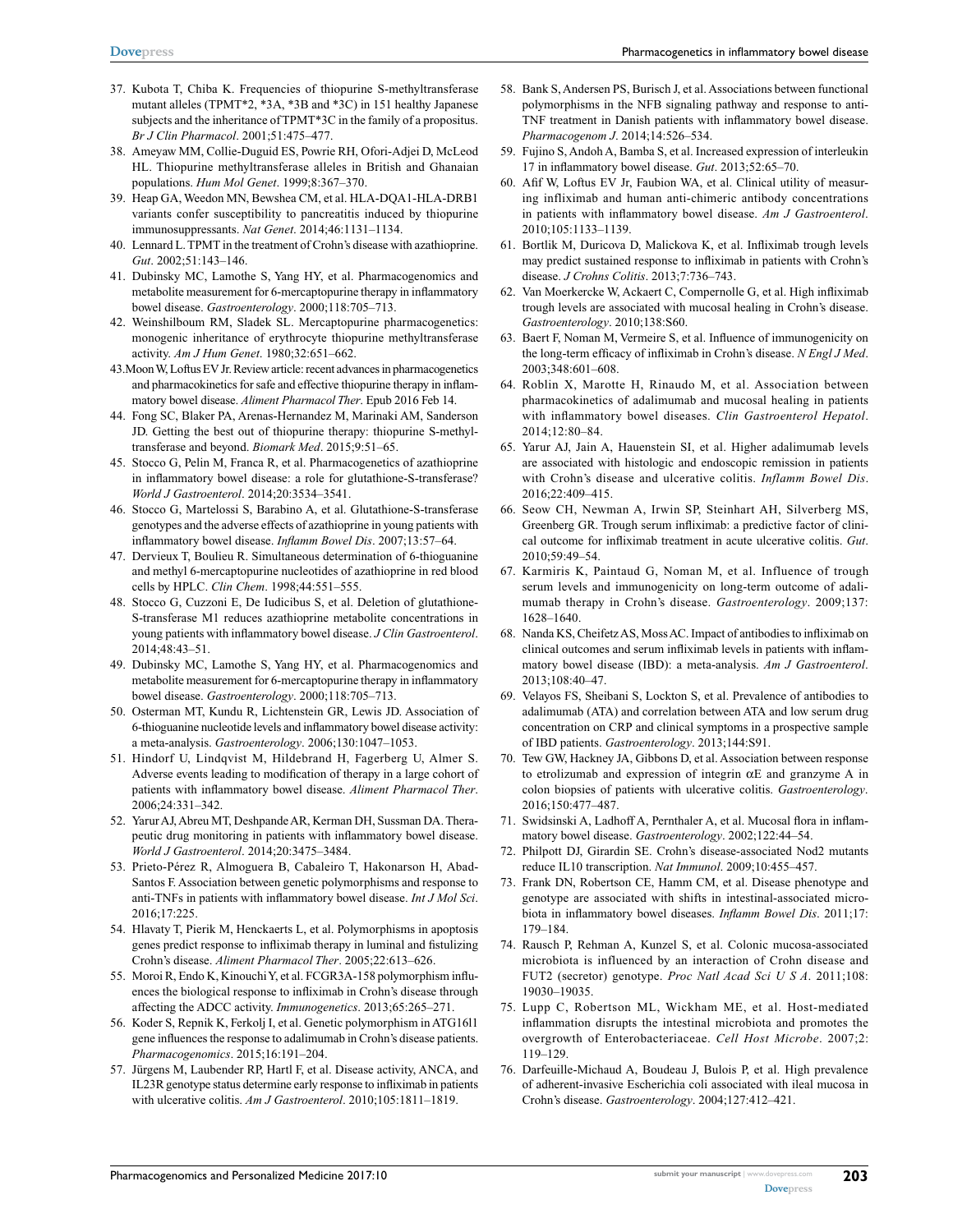37. Kubota T, Chiba K. Frequencies of thiopurine S-methyltransferase mutant alleles (TPMT*2, *3A, *3B and *3C) in 151 healthy Japanese subjects and the inheritance of TPMT*3C in the family of a propositus. *Br J Clin Pharmacol*. 2001;51:475–477.
38. Ameyaw MM, Collie-Duguid ES, Powrie RH, Ofori-Adjei D, McLeod HL. Thiopurine methyltransferase alleles in British and Ghanaian populations. *Hum Mol Genet*. 1999;8:367–370.
39. Heap GA, Weedon MN, Bewshea CM, et al. HLA-DQA1-HLA-DRB1 variants confer susceptibility to pancreatitis induced by thiopurine immunosuppressants. *Nat Genet*. 2014;46:1131–1134.
40. Lennard L. TPMT in the treatment of Crohn's disease with azathioprine. *Gut*. 2002;51:143–146.
41. Dubinsky MC, Lamothe S, Yang HY, et al. Pharmacogenomics and metabolite measurement for 6-mercaptopurine therapy in inflammatory bowel disease. *Gastroenterology*. 2000;118:705–713.
42. Weinshilboum RM, Sladek SL. Mercaptopurine pharmacogenetics: monogenic inheritance of erythrocyte thiopurine methyltransferase activity. *Am J Hum Genet*. 1980;32:651–662.
43. Moon W, Loftus EV Jr. Review article: recent advances in pharmacogenetics and pharmacokinetics for safe and effective thiopurine therapy in inflammatory bowel disease. *Aliment Pharmacol Ther*. Epub 2016 Feb 14.
44. Fong SC, Blaker PA, Arenas-Hernandez M, Marinaki AM, Sanderson JD. Getting the best out of thiopurine therapy: thiopurine S-methyltransferase and beyond. *Biomark Med*. 2015;9:51–65.
45. Stocco G, Pelin M, Franca R, et al. Pharmacogenetics of azathioprine in inflammatory bowel disease: a role for glutathione-S-transferase? *World J Gastroenterol*. 2014;20:3534–3541.
46. Stocco G, Martelossi S, Barabino A, et al. Glutathione-S-transferase genotypes and the adverse effects of azathioprine in young patients with inflammatory bowel disease. *Inflamm Bowel Dis*. 2007;13:57–64.
47. Dervieux T, Boulieu R. Simultaneous determination of 6-thioguanine and methyl 6-mercaptopurine nucleotides of azathioprine in red blood cells by HPLC. *Clin Chem*. 1998;44:551–555.
48. Stocco G, Cuzzoni E, De Iudicibus S, et al. Deletion of glutathione-S-transferase M1 reduces azathioprine metabolite concentrations in young patients with inflammatory bowel disease. *J Clin Gastroenterol*. 2014;48:43–51.
49. Dubinsky MC, Lamothe S, Yang HY, et al. Pharmacogenomics and metabolite measurement for 6-mercaptopurine therapy in inflammatory bowel disease. *Gastroenterology*. 2000;118:705–713.
50. Osterman MT, Kundu R, Lichtenstein GR, Lewis JD. Association of 6-thioguanine nucleotide levels and inflammatory bowel disease activity: a meta-analysis. *Gastroenterology*. 2006;130:1047–1053.
51. Hindorf U, Lindqvist M, Hildebrand H, Fagerberg U, Almer S. Adverse events leading to modification of therapy in a large cohort of patients with inflammatory bowel disease. *Aliment Pharmacol Ther*. 2006;24:331–342.
52. Yarur AJ, Abreu MT, Deshpande AR, Kerman DH, Sussman DA. Therapeutic drug monitoring in patients with inflammatory bowel disease. *World J Gastroenterol*. 2014;20:3475–3484.
53. Prieto-Pérez R, Almoguera B, Cabaleiro T, Hakonarson H, Abad-Santos F. Association between genetic polymorphisms and response to anti-TNFs in patients with inflammatory bowel disease. *Int J Mol Sci*. 2016;17:225.
54. Hlavaty T, Pierik M, Henckaerts L, et al. Polymorphisms in apoptosis genes predict response to infliximab therapy in luminal and fistulizing Crohn's disease. *Aliment Pharmacol Ther*. 2005;22:613–626.
55. Moroi R, Endo K, Kinouchi Y, et al. FCGR3A-158 polymorphism influences the biological response to infliximab in Crohn's disease through affecting the ADCC activity. *Immunogenetics*. 2013;65:265–271.
56. Koder S, Repnik K, Ferkolj I, et al. Genetic polymorphism in ATG16l1 gene influences the response to adalimumab in Crohn's disease patients. *Pharmacogenomics*. 2015;16:191–204.
57. Jürgens M, Laubender RP, Hartl F, et al. Disease activity, ANCA, and IL23R genotype status determine early response to infliximab in patients with ulcerative colitis. *Am J Gastroenterol*. 2010;105:1811–1819.
58. Bank S, Andersen PS, Burisch J, et al. Associations between functional polymorphisms in the NFB signaling pathway and response to anti-TNF treatment in Danish patients with inflammatory bowel disease. *Pharmacogenom J*. 2014;14:526–534.
59. Fujino S, Andoh A, Bamba S, et al. Increased expression of interleukin 17 in inflammatory bowel disease. *Gut*. 2013;52:65–70.
60. Afif W, Loftus EV Jr, Faubion WA, et al. Clinical utility of measuring infliximab and human anti-chimeric antibody concentrations in patients with inflammatory bowel disease. *Am J Gastroenterol*. 2010;105:1133–1139.
61. Bortlik M, Duricova D, Malickova K, et al. Infliximab trough levels may predict sustained response to infliximab in patients with Crohn's disease. *J Crohns Colitis*. 2013;7:736–743.
62. Van Moerkercke W, Ackaert C, Compernolle G, et al. High infliximab trough levels are associated with mucosal healing in Crohn's disease. *Gastroenterology*. 2010;138:S60.
63. Baert F, Noman M, Vermeire S, et al. Influence of immunogenicity on the long-term efficacy of infliximab in Crohn's disease. *N Engl J Med*. 2003;348:601–608.
64. Roblin X, Marotte H, Rinaudo M, et al. Association between pharmacokinetics of adalimumab and mucosal healing in patients with inflammatory bowel diseases. *Clin Gastroenterol Hepatol*. 2014;12:80–84.
65. Yarur AJ, Jain A, Hauenstein SI, et al. Higher adalimumab levels are associated with histologic and endoscopic remission in patients with Crohn's disease and ulcerative colitis. *Inflamm Bowel Dis*. 2016;22:409–415.
66. Seow CH, Newman A, Irwin SP, Steinhart AH, Silverberg MS, Greenberg GR. Trough serum infliximab: a predictive factor of clinical outcome for infliximab treatment in acute ulcerative colitis. *Gut*. 2010;59:49–54.
67. Karmiris K, Paintaud G, Noman M, et al. Influence of trough serum levels and immunogenicity on long-term outcome of adalimumab therapy in Crohn's disease. *Gastroenterology*. 2009;137:1628–1640.
68. Nanda KS, Cheifetz AS, Moss AC. Impact of antibodies to infliximab on clinical outcomes and serum infliximab levels in patients with inflammatory bowel disease (IBD): a meta-analysis. *Am J Gastroenterol*. 2013;108:40–47.
69. Velayos FS, Sheibani S, Lockton S, et al. Prevalence of antibodies to adalimumab (ATA) and correlation between ATA and low serum drug concentration on CRP and clinical symptoms in a prospective sample of IBD patients. *Gastroenterology*. 2013;144:S91.
70. Tew GW, Hackney JA, Gibbons D, et al. Association between response to etrolizumab and expression of integrin αE and granzyme A in colon biopsies of patients with ulcerative colitis. *Gastroenterology*. 2016;150:477–487.
71. Swidsinski A, Ladhoff A, Pernthaler A, et al. Mucosal flora in inflammatory bowel disease. *Gastroenterology*. 2002;122:44–54.
72. Philpott DJ, Girardin SE. Crohn's disease-associated Nod2 mutants reduce IL10 transcription. *Nat Immunol*. 2009;10:455–457.
73. Frank DN, Robertson CE, Hamm CM, et al. Disease phenotype and genotype are associated with shifts in intestinal-associated microbiota in inflammatory bowel diseases. *Inflamm Bowel Dis*. 2011;17:179–184.
74. Rausch P, Rehman A, Kunzel S, et al. Colonic mucosa-associated microbiota is influenced by an interaction of Crohn disease and FUT2 (secretor) genotype. *Proc Natl Acad Sci U S A*. 2011;108:19030–19035.
75. Lupp C, Robertson ML, Wickham ME, et al. Host-mediated inflammation disrupts the intestinal microbiota and promotes the overgrowth of Enterobacteriaceae. *Cell Host Microbe*. 2007;2:119–129.
76. Darfeuille-Michaud A, Boudeau J, Bulois P, et al. High prevalence of adherent-invasive Escherichia coli associated with ileal mucosa in Crohn's disease. *Gastroenterology*. 2004;127:412–421.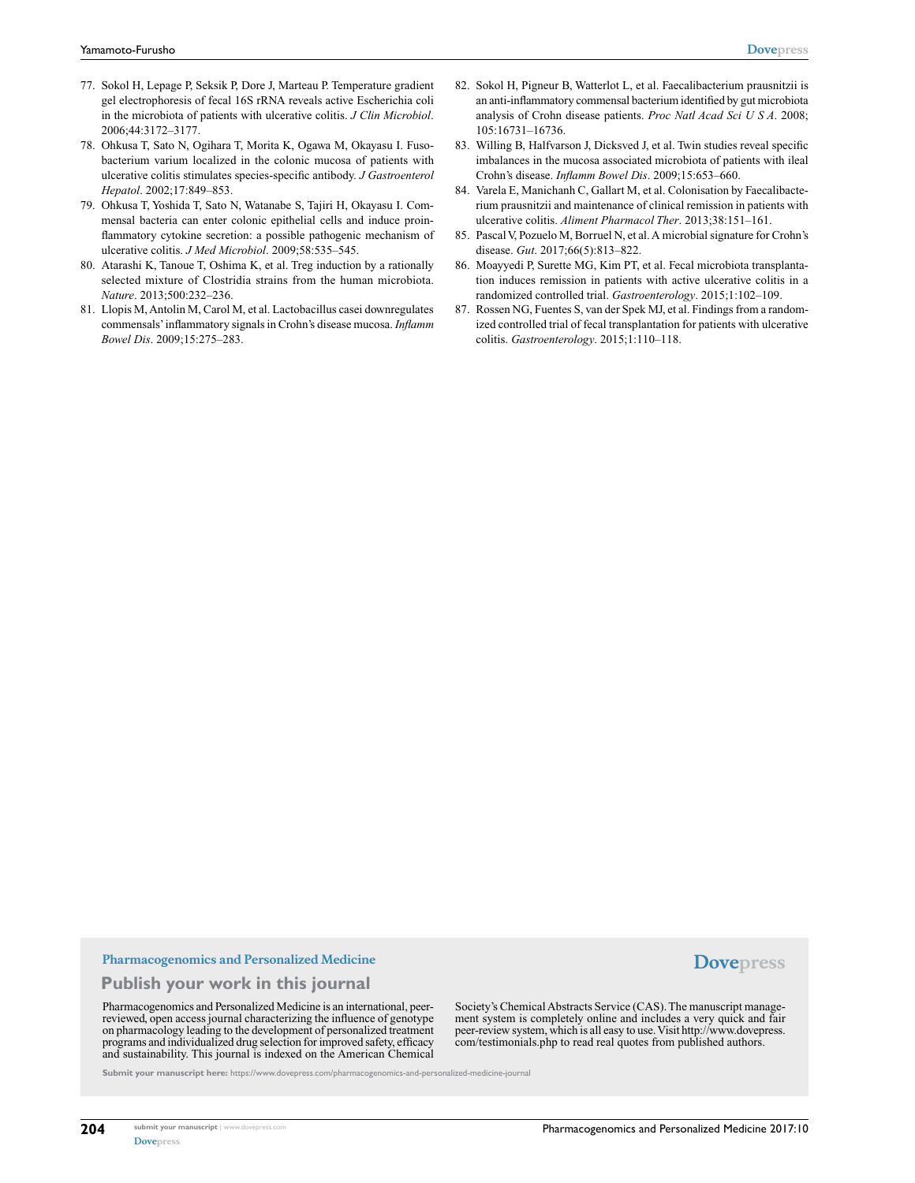77. Sokol H, Lepage P, Seksik P, Dore J, Marteau P. Temperature gradient gel electrophoresis of fecal 16S rRNA reveals active Escherichia coli in the microbiota of patients with ulcerative colitis. *J Clin Microbiol*. 2006;44:3172–3177.
78. Ohkusa T, Sato N, Ogihara T, Morita K, Ogawa M, Okayasu I. Fusobacterium varium localized in the colonic mucosa of patients with ulcerative colitis stimulates species-specific antibody. *J Gastroenterol Hepatol*. 2002;17:849–853.
79. Ohkusa T, Yoshida T, Sato N, Watanabe S, Tajiri H, Okayasu I. Commensal bacteria can enter colonic epithelial cells and induce proinflammatory cytokine secretion: a possible pathogenic mechanism of ulcerative colitis. *J Med Microbiol*. 2009;58:535–545.
80. Atarashi K, Tanoue T, Oshima K, et al. Treg induction by a rationally selected mixture of Clostridia strains from the human microbiota. *Nature*. 2013;500:232–236.
81. Llopis M, Antolin M, Carol M, et al. Lactobacillus casei downregulates commensals' inflammatory signals in Crohn's disease mucosa. *Inflamm Bowel Dis*. 2009;15:275–283.
82. Sokol H, Pigneur B, Watterlot L, et al. Faecalibacterium prausnitzii is an anti-inflammatory commensal bacterium identified by gut microbiota analysis of Crohn disease patients. *Proc Natl Acad Sci U S A*. 2008; 105:16731–16736.
83. Willing B, Halfvarson J, Dicksved J, et al. Twin studies reveal specific imbalances in the mucosa associated microbiota of patients with ileal Crohn's disease. *Inflamm Bowel Dis*. 2009;15:653–660.
84. Varela E, Manichanh C, Gallart M, et al. Colonisation by Faecalibacterium prausnitzii and maintenance of clinical remission in patients with ulcerative colitis. *Aliment Pharmacol Ther*. 2013;38:151–161.
85. Pascal V, Pozuelo M, Borruel N, et al. A microbial signature for Crohn's disease. *Gut*. 2017;66(5):813–822.
86. Moayyedi P, Surette MG, Kim PT, et al. Fecal microbiota transplantation induces remission in patients with active ulcerative colitis in a randomized controlled trial. *Gastroenterology*. 2015;1:102–109.
87. Rossen NG, Fuentes S, van der Spek MJ, et al. Findings from a randomized controlled trial of fecal transplantation for patients with ulcerative colitis. *Gastroenterology*. 2015;1:110–118.

**Pharmacogenomics and Personalized Medicine**

**Publish your work in this journal**

Pharmacogenomics and Personalized Medicine is an international, peer-reviewed, open access journal characterizing the influence of genotype on pharmacology leading to the development of personalized treatment programs and individualized drug selection for improved safety, efficacy and sustainability. This journal is indexed on the American Chemical Society's Chemical Abstracts Service (CAS). The manuscript management system is completely online and includes a very quick and fair peer-review system, which is all easy to use. Visit http://www.dovepress.com/testimonials.php to read real quotes from published authors.

**Submit your manuscript here:** https://www.dovepress.com/pharmacogenomics-and-personalized-medicine-journal